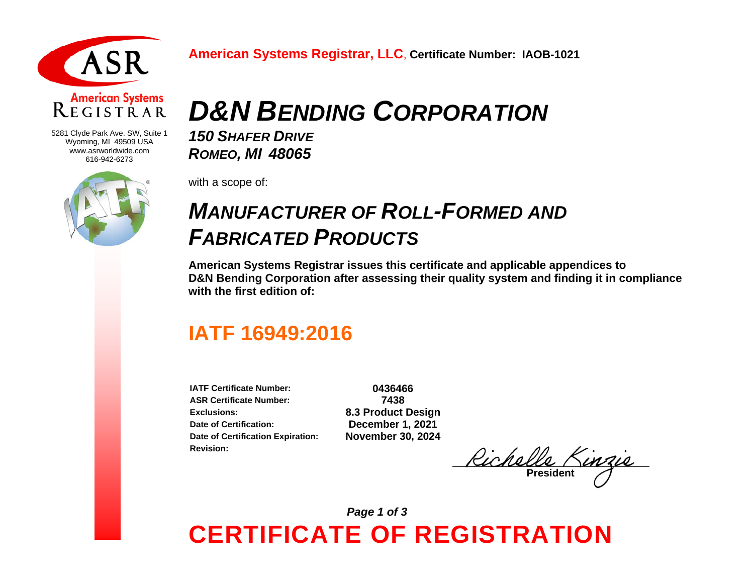American Systems
REGISTRAR

5281 Clyde Park Ave. SW, Suite 1
Wyoming, MI 49509 USA
www.asrworldwide.com
616-942-6273

**American Systems Registrar, LLC**, **Certificate Number: IAOB-1021**

# *D&N BENDING CORPORATION*

***150 SHAFER DRIVE***
***ROMEO, MI 48065***

with a scope of:

## *MANUFACTURER OF ROLL-FORMED AND FABRICATED PRODUCTS*

**American Systems Registrar issues this certificate and applicable appendices to D&N Bending Corporation after assessing their quality system and finding it in compliance with the first edition of:**

## IATF 16949:2016

| | |
|---|---|
| **IATF Certificate Number:** | **0436466** |
| **ASR Certificate Number:** | **7438** |
| **Exclusions:** | **8.3 Product Design** |
| **Date of Certification:** | **December 1, 2021** |
| **Date of Certification Expiration:** | **November 30, 2024** |
| **Revision:** | |

Richelle Kinzie
**President**

# CERTIFICATE OF REGISTRATION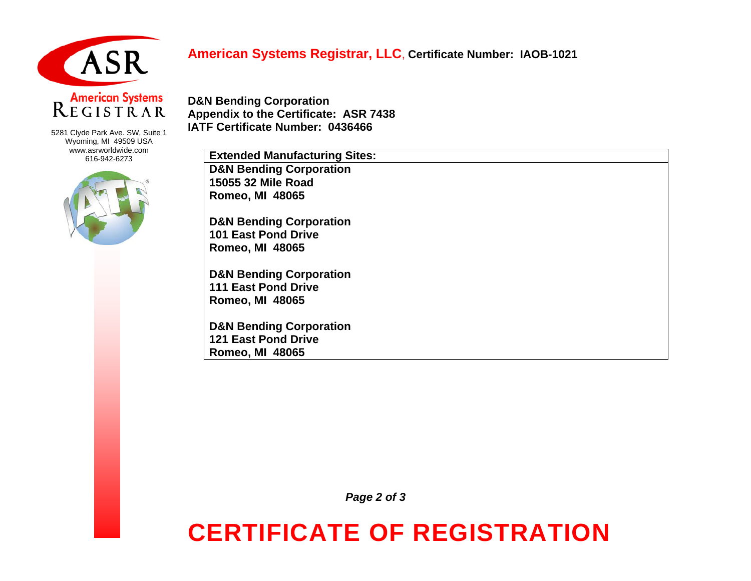**American Systems Registrar, LLC**, **Certificate Number: IAOB-1021**

American Systems Registrar

5281 Clyde Park Ave. SW, Suite 1
Wyoming, MI 49509 USA
www.asrworldwide.com
616-942-6273

**D&N Bending Corporation**
**Appendix to the Certificate: ASR 7438**
**IATF Certificate Number: 0436466**

| Extended Manufacturing Sites: |
|---|
| **D&N Bending Corporation**<br>**15055 32 Mile Road**<br>**Romeo, MI 48065**<br><br>**D&N Bending Corporation**<br>**101 East Pond Drive**<br>**Romeo, MI 48065**<br><br>**D&N Bending Corporation**<br>**111 East Pond Drive**<br>**Romeo, MI 48065**<br><br>**D&N Bending Corporation**<br>**121 East Pond Drive**<br>**Romeo, MI 48065** |

# CERTIFICATE OF REGISTRATION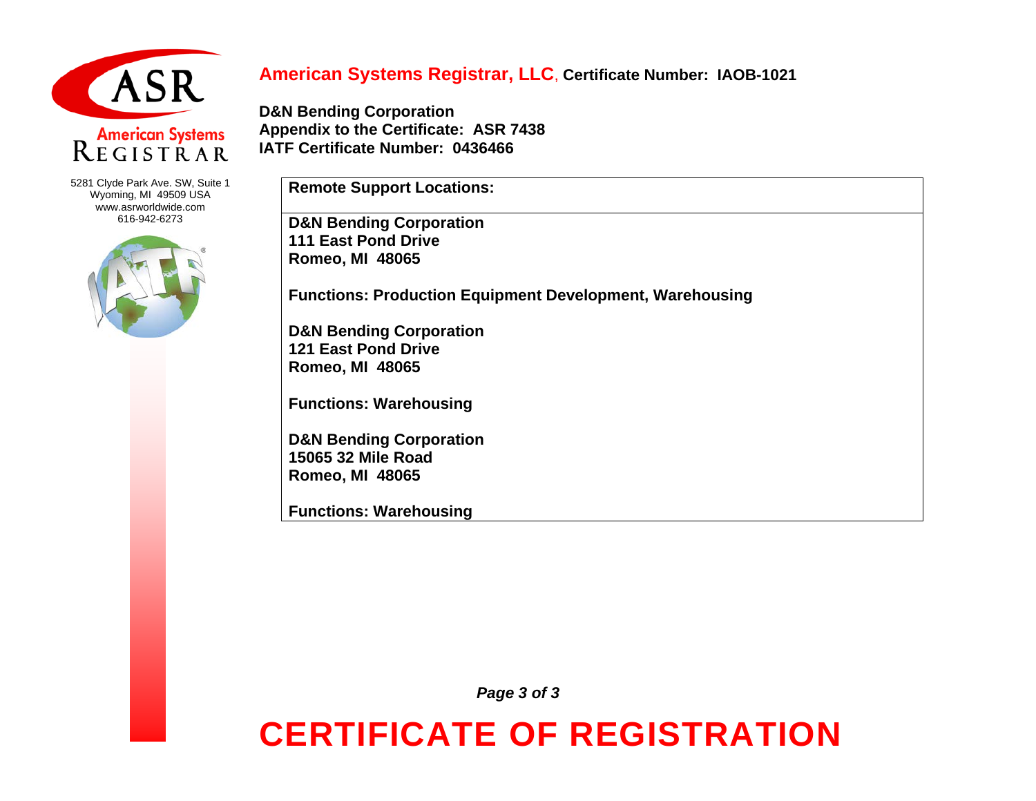American Systems REGISTRAR

5281 Clyde Park Ave. SW, Suite 1
Wyoming, MI 49509 USA
www.asrworldwide.com
616-942-6273

**American Systems Registrar, LLC, Certificate Number: IAOB-1021**

**D&N Bending Corporation**
**Appendix to the Certificate: ASR 7438**
**IATF Certificate Number: 0436466**

**Remote Support Locations:**

**D&N Bending Corporation**
**111 East Pond Drive**
**Romeo, MI 48065**

**Functions: Production Equipment Development, Warehousing**

**D&N Bending Corporation**
**121 East Pond Drive**
**Romeo, MI 48065**

**Functions: Warehousing**

**D&N Bending Corporation**
**15065 32 Mile Road**
**Romeo, MI 48065**

**Functions: Warehousing**

# CERTIFICATE OF REGISTRATION